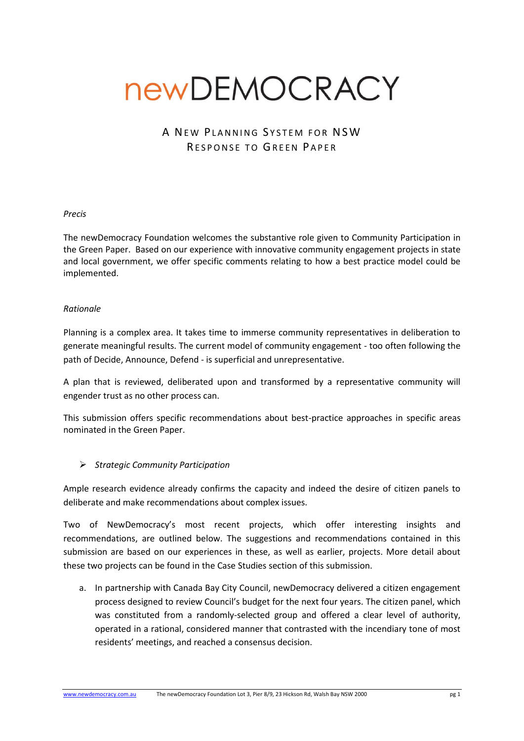# newDEMOCRACY

## A New Planning System for NSW
## Response to Green Paper

*Precis*

The newDemocracy Foundation welcomes the substantive role given to Community Participation in the Green Paper. Based on our experience with innovative community engagement projects in state and local government, we offer specific comments relating to how a best practice model could be implemented.

*Rationale*

Planning is a complex area. It takes time to immerse community representatives in deliberation to generate meaningful results. The current model of community engagement - too often following the path of Decide, Announce, Defend - is superficial and unrepresentative.

A plan that is reviewed, deliberated upon and transformed by a representative community will engender trust as no other process can.

This submission offers specific recommendations about best-practice approaches in specific areas nominated in the Green Paper.

- *Strategic Community Participation*

Ample research evidence already confirms the capacity and indeed the desire of citizen panels to deliberate and make recommendations about complex issues.

Two of NewDemocracy's most recent projects, which offer interesting insights and recommendations, are outlined below. The suggestions and recommendations contained in this submission are based on our experiences in these, as well as earlier, projects. More detail about these two projects can be found in the Case Studies section of this submission.

a. In partnership with Canada Bay City Council, newDemocracy delivered a citizen engagement process designed to review Council's budget for the next four years. The citizen panel, which was constituted from a randomly-selected group and offered a clear level of authority, operated in a rational, considered manner that contrasted with the incendiary tone of most residents' meetings, and reached a consensus decision.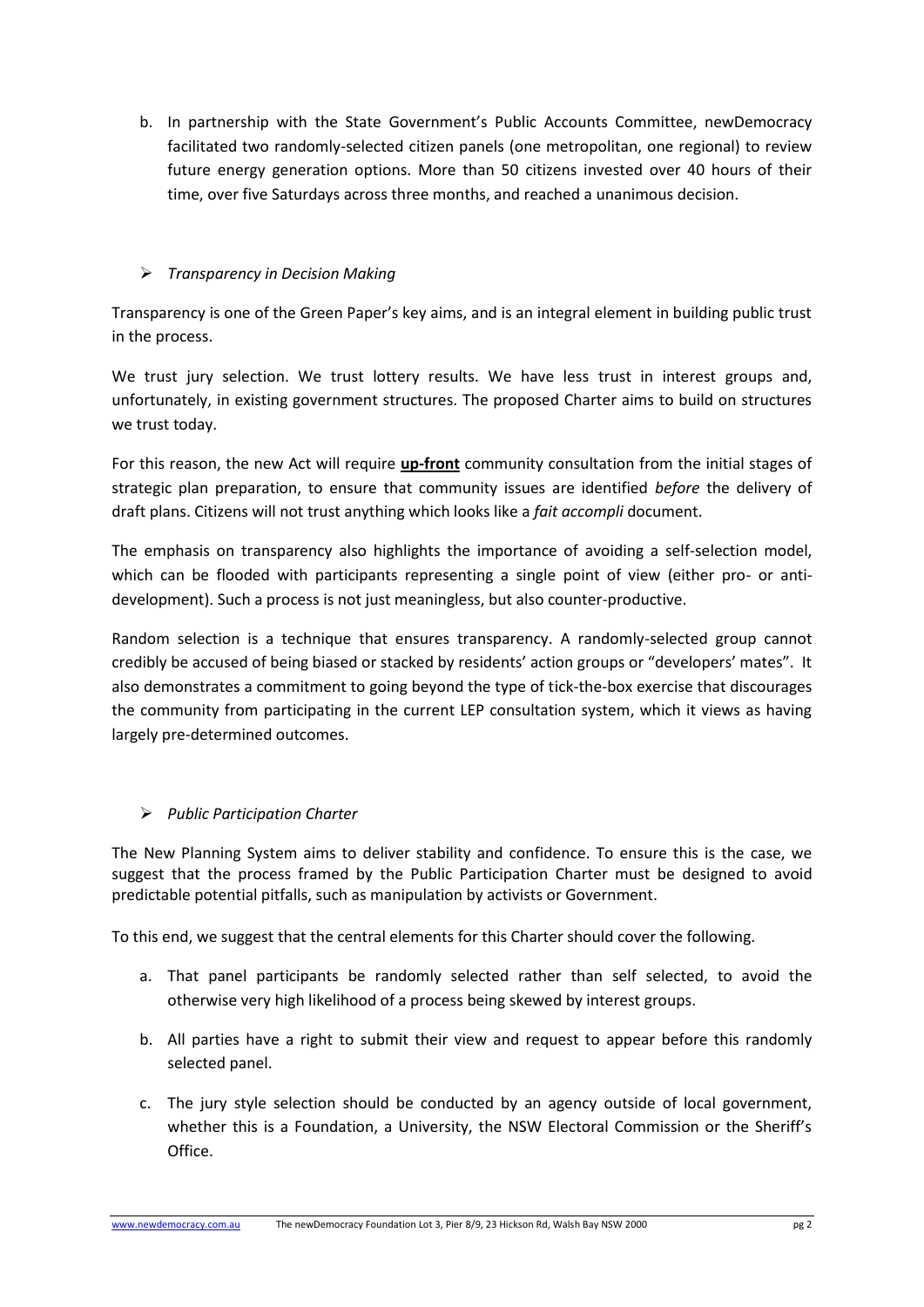b. In partnership with the State Government's Public Accounts Committee, newDemocracy facilitated two randomly-selected citizen panels (one metropolitan, one regional) to review future energy generation options. More than 50 citizens invested over 40 hours of their time, over five Saturdays across three months, and reached a unanimous decision.

- *Transparency in Decision Making*

Transparency is one of the Green Paper's key aims, and is an integral element in building public trust in the process.

We trust jury selection. We trust lottery results. We have less trust in interest groups and, unfortunately, in existing government structures. The proposed Charter aims to build on structures we trust today.

For this reason, the new Act will require **up-front** community consultation from the initial stages of strategic plan preparation, to ensure that community issues are identified *before* the delivery of draft plans. Citizens will not trust anything which looks like a *fait accompli* document.

The emphasis on transparency also highlights the importance of avoiding a self-selection model, which can be flooded with participants representing a single point of view (either pro- or anti-development). Such a process is not just meaningless, but also counter-productive.

Random selection is a technique that ensures transparency. A randomly-selected group cannot credibly be accused of being biased or stacked by residents' action groups or "developers' mates". It also demonstrates a commitment to going beyond the type of tick-the-box exercise that discourages the community from participating in the current LEP consultation system, which it views as having largely pre-determined outcomes.

- *Public Participation Charter*

The New Planning System aims to deliver stability and confidence. To ensure this is the case, we suggest that the process framed by the Public Participation Charter must be designed to avoid predictable potential pitfalls, such as manipulation by activists or Government.

To this end, we suggest that the central elements for this Charter should cover the following.

a. That panel participants be randomly selected rather than self selected, to avoid the otherwise very high likelihood of a process being skewed by interest groups.

b. All parties have a right to submit their view and request to appear before this randomly selected panel.

c. The jury style selection should be conducted by an agency outside of local government, whether this is a Foundation, a University, the NSW Electoral Commission or the Sheriff's Office.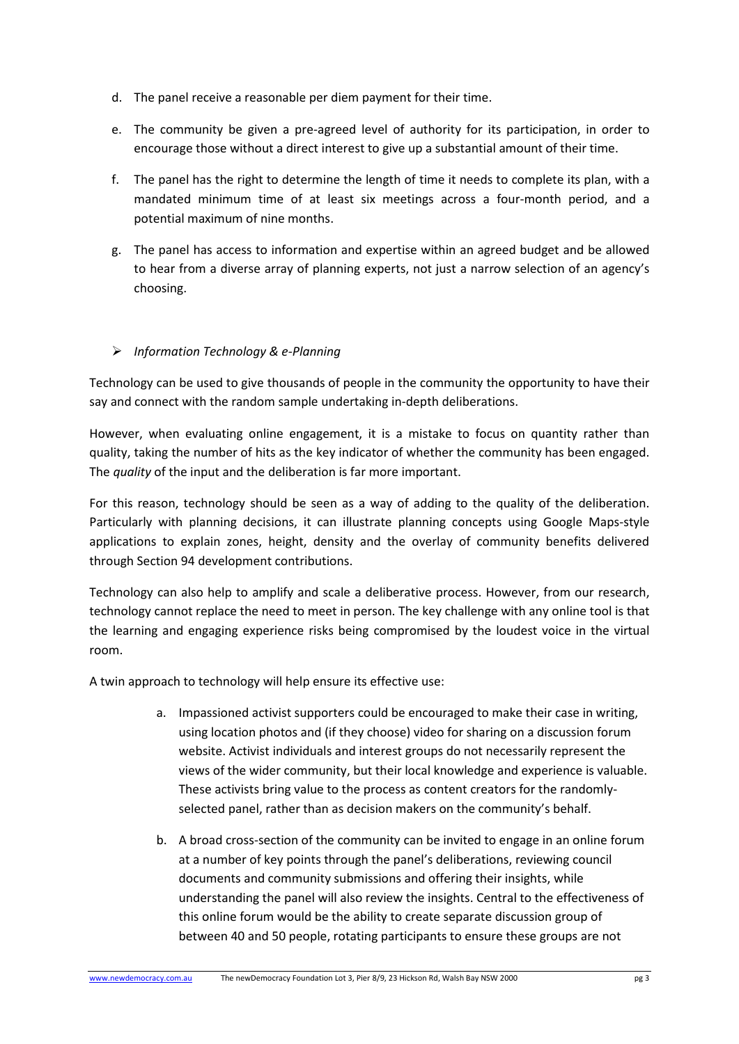d. The panel receive a reasonable per diem payment for their time.

e. The community be given a pre-agreed level of authority for its participation, in order to encourage those without a direct interest to give up a substantial amount of their time.

f. The panel has the right to determine the length of time it needs to complete its plan, with a mandated minimum time of at least six meetings across a four-month period, and a potential maximum of nine months.

g. The panel has access to information and expertise within an agreed budget and be allowed to hear from a diverse array of planning experts, not just a narrow selection of an agency's choosing.

- *Information Technology & e-Planning*

Technology can be used to give thousands of people in the community the opportunity to have their say and connect with the random sample undertaking in-depth deliberations.

However, when evaluating online engagement, it is a mistake to focus on quantity rather than quality, taking the number of hits as the key indicator of whether the community has been engaged. The *quality* of the input and the deliberation is far more important.

For this reason, technology should be seen as a way of adding to the quality of the deliberation. Particularly with planning decisions, it can illustrate planning concepts using Google Maps-style applications to explain zones, height, density and the overlay of community benefits delivered through Section 94 development contributions.

Technology can also help to amplify and scale a deliberative process. However, from our research, technology cannot replace the need to meet in person. The key challenge with any online tool is that the learning and engaging experience risks being compromised by the loudest voice in the virtual room.

A twin approach to technology will help ensure its effective use:

a. Impassioned activist supporters could be encouraged to make their case in writing, using location photos and (if they choose) video for sharing on a discussion forum website. Activist individuals and interest groups do not necessarily represent the views of the wider community, but their local knowledge and experience is valuable. These activists bring value to the process as content creators for the randomly-selected panel, rather than as decision makers on the community's behalf.

b. A broad cross-section of the community can be invited to engage in an online forum at a number of key points through the panel's deliberations, reviewing council documents and community submissions and offering their insights, while understanding the panel will also review the insights. Central to the effectiveness of this online forum would be the ability to create separate discussion group of between 40 and 50 people, rotating participants to ensure these groups are not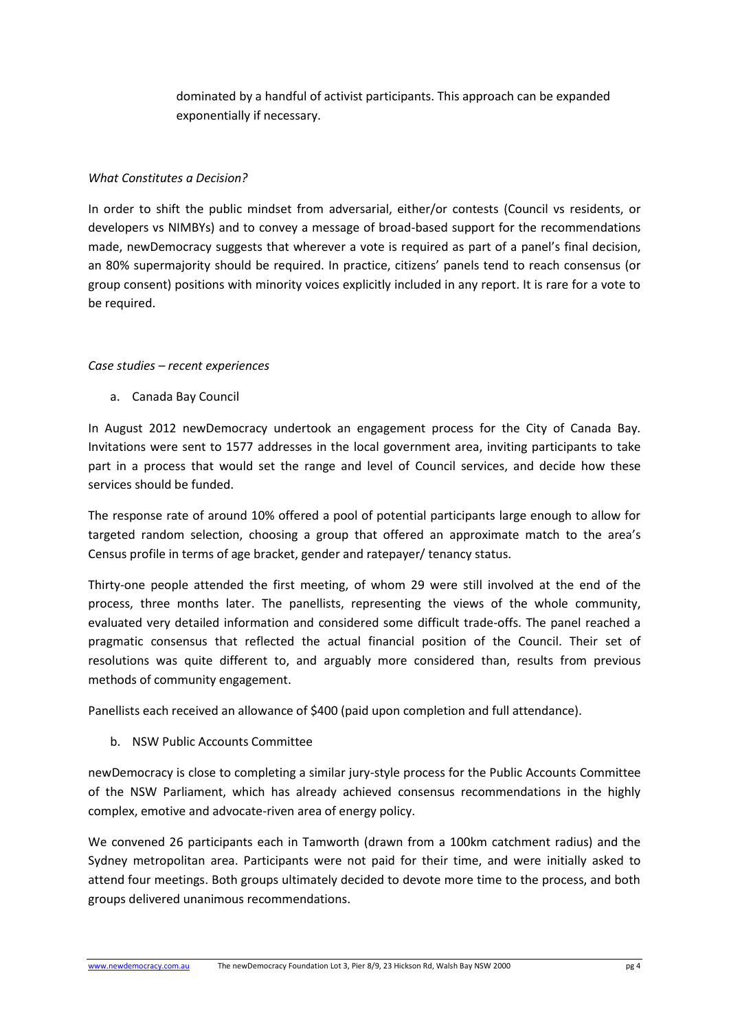dominated by a handful of activist participants. This approach can be expanded exponentially if necessary.

*What Constitutes a Decision?*

In order to shift the public mindset from adversarial, either/or contests (Council vs residents, or developers vs NIMBYs) and to convey a message of broad-based support for the recommendations made, newDemocracy suggests that wherever a vote is required as part of a panel's final decision, an 80% supermajority should be required. In practice, citizens' panels tend to reach consensus (or group consent) positions with minority voices explicitly included in any report. It is rare for a vote to be required.

*Case studies – recent experiences*

a. Canada Bay Council

In August 2012 newDemocracy undertook an engagement process for the City of Canada Bay. Invitations were sent to 1577 addresses in the local government area, inviting participants to take part in a process that would set the range and level of Council services, and decide how these services should be funded.

The response rate of around 10% offered a pool of potential participants large enough to allow for targeted random selection, choosing a group that offered an approximate match to the area's Census profile in terms of age bracket, gender and ratepayer/ tenancy status.

Thirty-one people attended the first meeting, of whom 29 were still involved at the end of the process, three months later. The panellists, representing the views of the whole community, evaluated very detailed information and considered some difficult trade-offs. The panel reached a pragmatic consensus that reflected the actual financial position of the Council. Their set of resolutions was quite different to, and arguably more considered than, results from previous methods of community engagement.

Panellists each received an allowance of $400 (paid upon completion and full attendance).

b. NSW Public Accounts Committee

newDemocracy is close to completing a similar jury-style process for the Public Accounts Committee of the NSW Parliament, which has already achieved consensus recommendations in the highly complex, emotive and advocate-riven area of energy policy.

We convened 26 participants each in Tamworth (drawn from a 100km catchment radius) and the Sydney metropolitan area. Participants were not paid for their time, and were initially asked to attend four meetings. Both groups ultimately decided to devote more time to the process, and both groups delivered unanimous recommendations.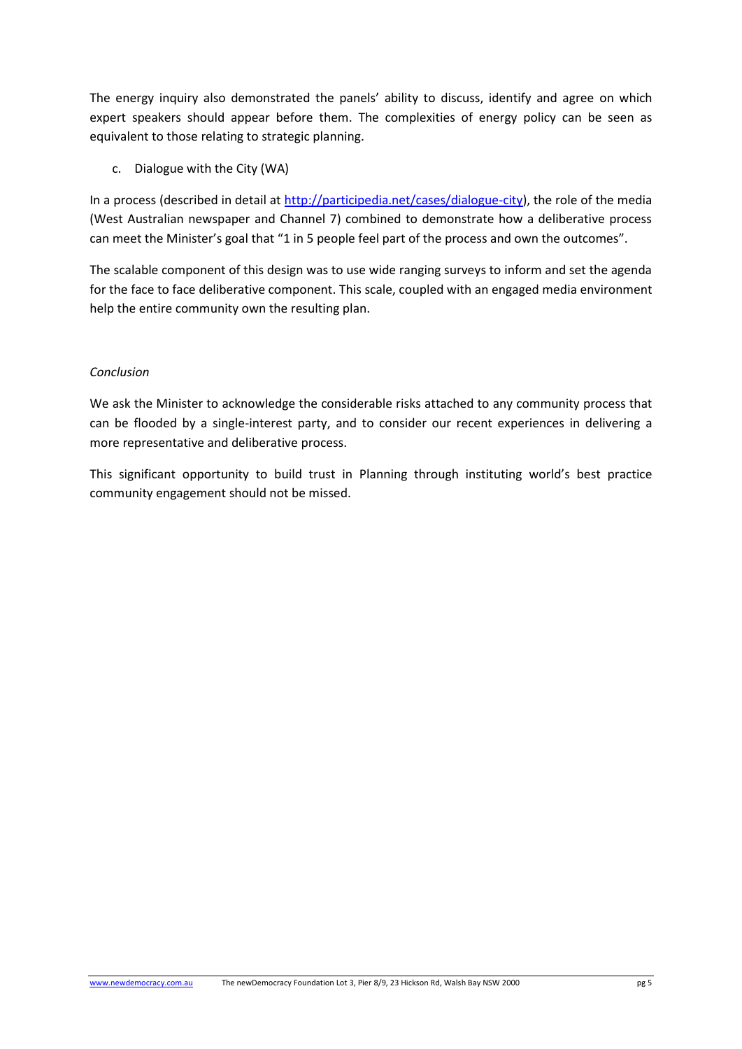The energy inquiry also demonstrated the panels' ability to discuss, identify and agree on which expert speakers should appear before them. The complexities of energy policy can be seen as equivalent to those relating to strategic planning.

c. Dialogue with the City (WA)

In a process (described in detail at [http://participedia.net/cases/dialogue-city](http://participedia.net/cases/dialogue-city)), the role of the media (West Australian newspaper and Channel 7) combined to demonstrate how a deliberative process can meet the Minister's goal that "1 in 5 people feel part of the process and own the outcomes".

The scalable component of this design was to use wide ranging surveys to inform and set the agenda for the face to face deliberative component. This scale, coupled with an engaged media environment help the entire community own the resulting plan.

*Conclusion*

We ask the Minister to acknowledge the considerable risks attached to any community process that can be flooded by a single-interest party, and to consider our recent experiences in delivering a more representative and deliberative process.

This significant opportunity to build trust in Planning through instituting world's best practice community engagement should not be missed.